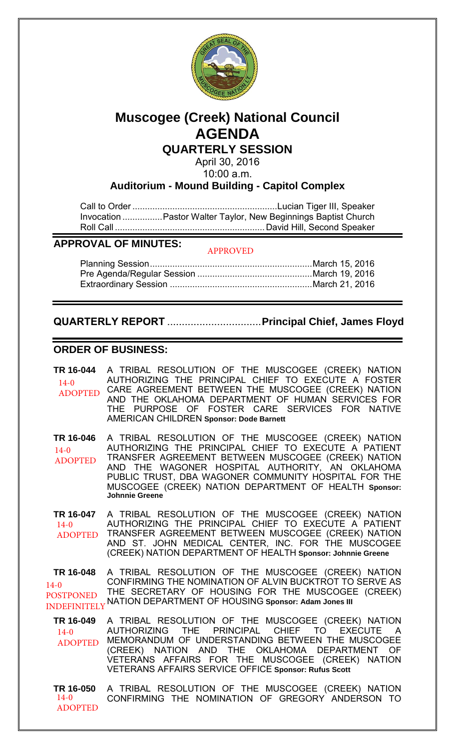# Muscogee (Creek) National Council
# AGENDA
## QUARTERLY SESSION

April 30, 2016
10:00 a.m.

**Auditorium - Mound Building - Capitol Complex**

Call to Order ..........................................................Lucian Tiger III, Speaker
Invocation ................Pastor Walter Taylor, New Beginnings Baptist Church
Roll Call ............................................................David Hill, Second Speaker

## APPROVAL OF MINUTES:

APPROVED

Planning Session..................................................................March 15, 2016
Pre Agenda/Regular Session ..............................................March 19, 2016
Extraordinary Session ..........................................................March 21, 2016

## QUARTERLY REPORT .................................Principal Chief, James Floyd

## ORDER OF BUSINESS:

**TR 16-044** A TRIBAL RESOLUTION OF THE MUSCOGEE (CREEK) NATION AUTHORIZING THE PRINCIPAL CHIEF TO EXECUTE A FOSTER CARE AGREEMENT BETWEEN THE MUSCOGEE (CREEK) NATION AND THE OKLAHOMA DEPARTMENT OF HUMAN SERVICES FOR THE PURPOSE OF FOSTER CARE SERVICES FOR NATIVE AMERICAN CHILDREN **Sponsor: Dode Barnett**
14-0 ADOPTED

**TR 16-046** A TRIBAL RESOLUTION OF THE MUSCOGEE (CREEK) NATION AUTHORIZING THE PRINCIPAL CHIEF TO EXECUTE A PATIENT TRANSFER AGREEMENT BETWEEN MUSCOGEE (CREEK) NATION AND THE WAGONER HOSPITAL AUTHORITY, AN OKLAHOMA PUBLIC TRUST, DBA WAGONER COMMUNITY HOSPITAL FOR THE MUSCOGEE (CREEK) NATION DEPARTMENT OF HEALTH **Sponsor: Johnnie Greene**
14-0 ADOPTED

**TR 16-047** A TRIBAL RESOLUTION OF THE MUSCOGEE (CREEK) NATION AUTHORIZING THE PRINCIPAL CHIEF TO EXECUTE A PATIENT TRANSFER AGREEMENT BETWEEN MUSCOGEE (CREEK) NATION AND ST. JOHN MEDICAL CENTER, INC. FOR THE MUSCOGEE (CREEK) NATION DEPARTMENT OF HEALTH **Sponsor: Johnnie Greene**
14-0 ADOPTED

**TR 16-048** A TRIBAL RESOLUTION OF THE MUSCOGEE (CREEK) NATION CONFIRMING THE NOMINATION OF ALVIN BUCKTROT TO SERVE AS THE SECRETARY OF HOUSING FOR THE MUSCOGEE (CREEK) NATION DEPARTMENT OF HOUSING **Sponsor: Adam Jones III**
14-0 POSTPONED INDEFINITELY

**TR 16-049** A TRIBAL RESOLUTION OF THE MUSCOGEE (CREEK) NATION AUTHORIZING THE PRINCIPAL CHIEF TO EXECUTE A MEMORANDUM OF UNDERSTANDING BETWEEN THE MUSCOGEE (CREEK) NATION AND THE OKLAHOMA DEPARTMENT OF VETERANS AFFAIRS FOR THE MUSCOGEE (CREEK) NATION VETERANS AFFAIRS SERVICE OFFICE **Sponsor: Rufus Scott**
14-0 ADOPTED

**TR 16-050** A TRIBAL RESOLUTION OF THE MUSCOGEE (CREEK) NATION CONFIRMING THE NOMINATION OF GREGORY ANDERSON TO
14-0 ADOPTED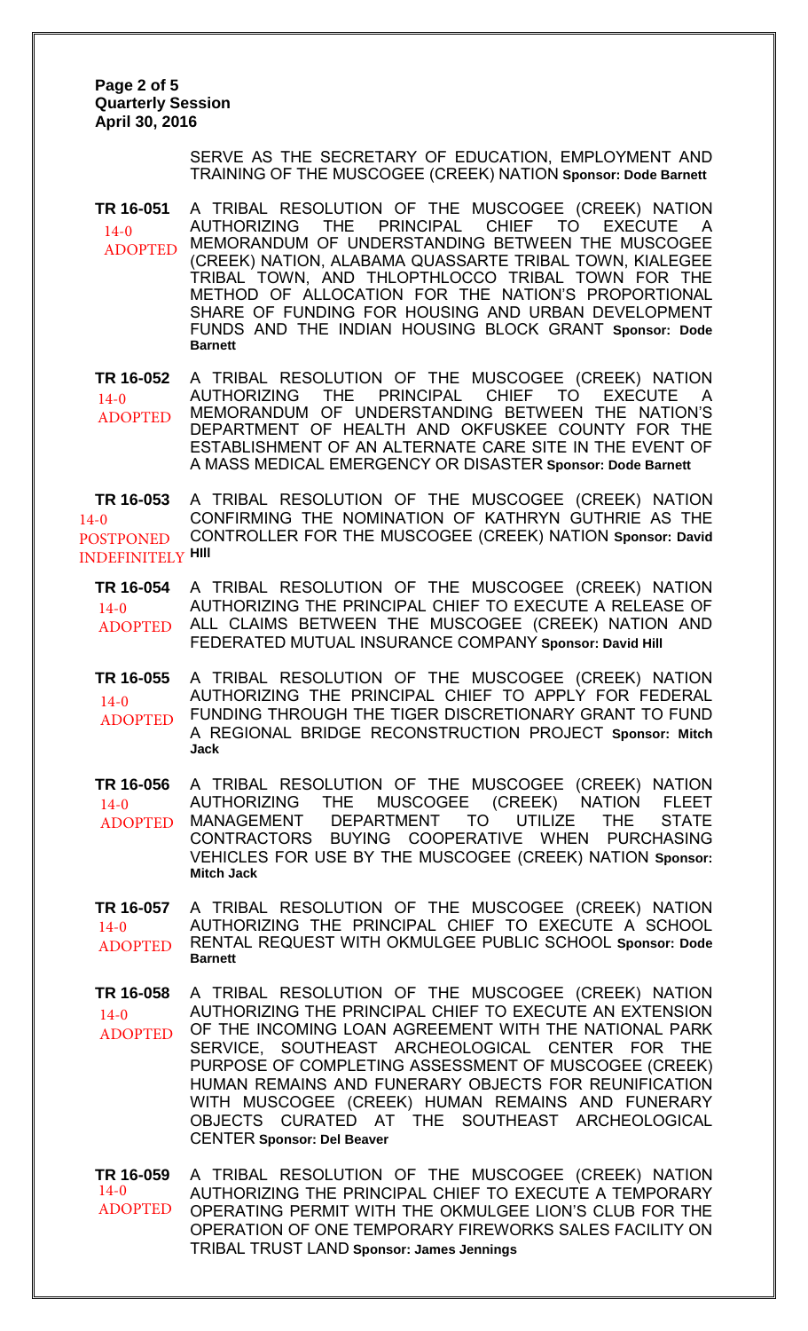SERVE AS THE SECRETARY OF EDUCATION, EMPLOYMENT AND TRAINING OF THE MUSCOGEE (CREEK) NATION **Sponsor: Dode Barnett**

**TR 16-051** 14-0 ADOPTED
A TRIBAL RESOLUTION OF THE MUSCOGEE (CREEK) NATION AUTHORIZING THE PRINCIPAL CHIEF TO EXECUTE A MEMORANDUM OF UNDERSTANDING BETWEEN THE MUSCOGEE (CREEK) NATION, ALABAMA QUASSARTE TRIBAL TOWN, KIALEGEE TRIBAL TOWN, AND THLOPTHLOCCO TRIBAL TOWN FOR THE METHOD OF ALLOCATION FOR THE NATION'S PROPORTIONAL SHARE OF FUNDING FOR HOUSING AND URBAN DEVELOPMENT FUNDS AND THE INDIAN HOUSING BLOCK GRANT **Sponsor: Dode Barnett**

**TR 16-052** 14-0 ADOPTED
A TRIBAL RESOLUTION OF THE MUSCOGEE (CREEK) NATION AUTHORIZING THE PRINCIPAL CHIEF TO EXECUTE A MEMORANDUM OF UNDERSTANDING BETWEEN THE NATION'S DEPARTMENT OF HEALTH AND OKFUSKEE COUNTY FOR THE ESTABLISHMENT OF AN ALTERNATE CARE SITE IN THE EVENT OF A MASS MEDICAL EMERGENCY OR DISASTER **Sponsor: Dode Barnett**

**TR 16-053** 14-0 POSTPONED INDEFINITELY
A TRIBAL RESOLUTION OF THE MUSCOGEE (CREEK) NATION CONFIRMING THE NOMINATION OF KATHRYN GUTHRIE AS THE CONTROLLER FOR THE MUSCOGEE (CREEK) NATION **Sponsor: David HIll**

**TR 16-054** 14-0 ADOPTED
A TRIBAL RESOLUTION OF THE MUSCOGEE (CREEK) NATION AUTHORIZING THE PRINCIPAL CHIEF TO EXECUTE A RELEASE OF ALL CLAIMS BETWEEN THE MUSCOGEE (CREEK) NATION AND FEDERATED MUTUAL INSURANCE COMPANY **Sponsor: David Hill**

**TR 16-055** 14-0 ADOPTED
A TRIBAL RESOLUTION OF THE MUSCOGEE (CREEK) NATION AUTHORIZING THE PRINCIPAL CHIEF TO APPLY FOR FEDERAL FUNDING THROUGH THE TIGER DISCRETIONARY GRANT TO FUND A REGIONAL BRIDGE RECONSTRUCTION PROJECT **Sponsor: Mitch Jack**

**TR 16-056** 14-0 ADOPTED
A TRIBAL RESOLUTION OF THE MUSCOGEE (CREEK) NATION AUTHORIZING THE MUSCOGEE (CREEK) NATION FLEET MANAGEMENT DEPARTMENT TO UTILIZE THE STATE CONTRACTORS BUYING COOPERATIVE WHEN PURCHASING VEHICLES FOR USE BY THE MUSCOGEE (CREEK) NATION **Sponsor: Mitch Jack**

**TR 16-057** 14-0 ADOPTED
A TRIBAL RESOLUTION OF THE MUSCOGEE (CREEK) NATION AUTHORIZING THE PRINCIPAL CHIEF TO EXECUTE A SCHOOL RENTAL REQUEST WITH OKMULGEE PUBLIC SCHOOL **Sponsor: Dode Barnett**

**TR 16-058** 14-0 ADOPTED
A TRIBAL RESOLUTION OF THE MUSCOGEE (CREEK) NATION AUTHORIZING THE PRINCIPAL CHIEF TO EXECUTE AN EXTENSION OF THE INCOMING LOAN AGREEMENT WITH THE NATIONAL PARK SERVICE, SOUTHEAST ARCHEOLOGICAL CENTER FOR THE PURPOSE OF COMPLETING ASSESSMENT OF MUSCOGEE (CREEK) HUMAN REMAINS AND FUNERARY OBJECTS FOR REUNIFICATION WITH MUSCOGEE (CREEK) HUMAN REMAINS AND FUNERARY OBJECTS CURATED AT THE SOUTHEAST ARCHEOLOGICAL CENTER **Sponsor: Del Beaver**

**TR 16-059** 14-0 ADOPTED
A TRIBAL RESOLUTION OF THE MUSCOGEE (CREEK) NATION AUTHORIZING THE PRINCIPAL CHIEF TO EXECUTE A TEMPORARY OPERATING PERMIT WITH THE OKMULGEE LION'S CLUB FOR THE OPERATION OF ONE TEMPORARY FIREWORKS SALES FACILITY ON TRIBAL TRUST LAND **Sponsor: James Jennings**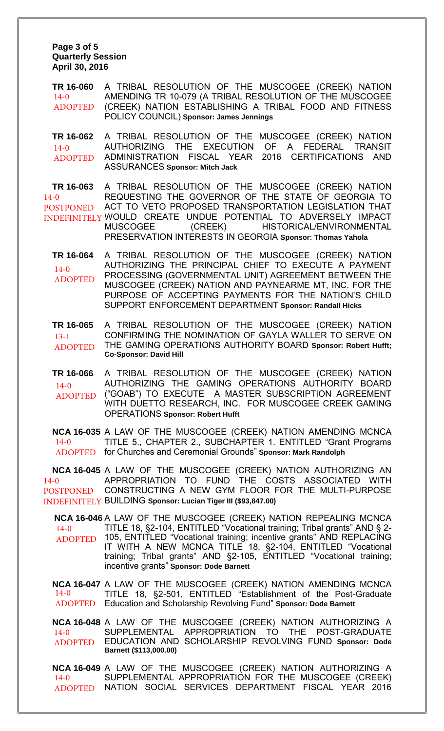**TR 16-060** 14-0 ADOPTED — A TRIBAL RESOLUTION OF THE MUSCOGEE (CREEK) NATION AMENDING TR 10-079 (A TRIBAL RESOLUTION OF THE MUSCOGEE (CREEK) NATION ESTABLISHING A TRIBAL FOOD AND FITNESS POLICY COUNCIL) **Sponsor: James Jennings**

**TR 16-062** 14-0 ADOPTED — A TRIBAL RESOLUTION OF THE MUSCOGEE (CREEK) NATION AUTHORIZING THE EXECUTION OF A FEDERAL TRANSIT ADMINISTRATION FISCAL YEAR 2016 CERTIFICATIONS AND ASSURANCES **Sponsor: Mitch Jack**

**TR 16-063** 14-0 POSTPONED INDEFINITELY — A TRIBAL RESOLUTION OF THE MUSCOGEE (CREEK) NATION REQUESTING THE GOVERNOR OF THE STATE OF GEORGIA TO ACT TO VETO PROPOSED TRANSPORTATION LEGISLATION THAT WOULD CREATE UNDUE POTENTIAL TO ADVERSELY IMPACT MUSCOGEE (CREEK) HISTORICAL/ENVIRONMENTAL PRESERVATION INTERESTS IN GEORGIA **Sponsor: Thomas Yahola**

**TR 16-064** 14-0 ADOPTED — A TRIBAL RESOLUTION OF THE MUSCOGEE (CREEK) NATION AUTHORIZING THE PRINCIPAL CHIEF TO EXECUTE A PAYMENT PROCESSING (GOVERNMENTAL UNIT) AGREEMENT BETWEEN THE MUSCOGEE (CREEK) NATION AND PAYNEARME MT, INC. FOR THE PURPOSE OF ACCEPTING PAYMENTS FOR THE NATION'S CHILD SUPPORT ENFORCEMENT DEPARTMENT **Sponsor: Randall Hicks**

**TR 16-065** 13-1 ADOPTED — A TRIBAL RESOLUTION OF THE MUSCOGEE (CREEK) NATION CONFIRMING THE NOMINATION OF GAYLA WALLER TO SERVE ON THE GAMING OPERATIONS AUTHORITY BOARD **Sponsor: Robert Hufft; Co-Sponsor: David Hill**

**TR 16-066** 14-0 ADOPTED — A TRIBAL RESOLUTION OF THE MUSCOGEE (CREEK) NATION AUTHORIZING THE GAMING OPERATIONS AUTHORITY BOARD ("GOAB") TO EXECUTE A MASTER SUBSCRIPTION AGREEMENT WITH DUETTO RESEARCH, INC. FOR MUSCOGEE CREEK GAMING OPERATIONS **Sponsor: Robert Hufft**

**NCA 16-035** 14-0 ADOPTED — A LAW OF THE MUSCOGEE (CREEK) NATION AMENDING MCNCA TITLE 5., CHAPTER 2., SUBCHAPTER 1. ENTITLED "Grant Programs for Churches and Ceremonial Grounds" **Sponsor: Mark Randolph**

**NCA 16-045** 14-0 POSTPONED INDEFINITELY — A LAW OF THE MUSCOGEE (CREEK) NATION AUTHORIZING AN APPROPRIATION TO FUND THE COSTS ASSOCIATED WITH CONSTRUCTING A NEW GYM FLOOR FOR THE MULTI-PURPOSE BUILDING **Sponsor: Lucian Tiger III ($93,847.00)**

**NCA 16-046** 14-0 ADOPTED — A LAW OF THE MUSCOGEE (CREEK) NATION REPEALING MCNCA TITLE 18, §2-104, ENTITLED "Vocational training; Tribal grants" AND § 2-105, ENTITLED "Vocational training; incentive grants" AND REPLACING IT WITH A NEW MCNCA TITLE 18, §2-104, ENTITLED "Vocational training; Tribal grants" AND §2-105, ENTITLED "Vocational training; incentive grants" **Sponsor: Dode Barnett**

**NCA 16-047** 14-0 ADOPTED — A LAW OF THE MUSCOGEE (CREEK) NATION AMENDING MCNCA TITLE 18, §2-501, ENTITLED "Establishment of the Post-Graduate Education and Scholarship Revolving Fund" **Sponsor: Dode Barnett**

**NCA 16-048** 14-0 ADOPTED — A LAW OF THE MUSCOGEE (CREEK) NATION AUTHORIZING A SUPPLEMENTAL APPROPRIATION TO THE POST-GRADUATE EDUCATION AND SCHOLARSHIP REVOLVING FUND **Sponsor: Dode Barnett ($113,000.00)**

**NCA 16-049** 14-0 ADOPTED — A LAW OF THE MUSCOGEE (CREEK) NATION AUTHORIZING A SUPPLEMENTAL APPROPRIATION FOR THE MUSCOGEE (CREEK) NATION SOCIAL SERVICES DEPARTMENT FISCAL YEAR 2016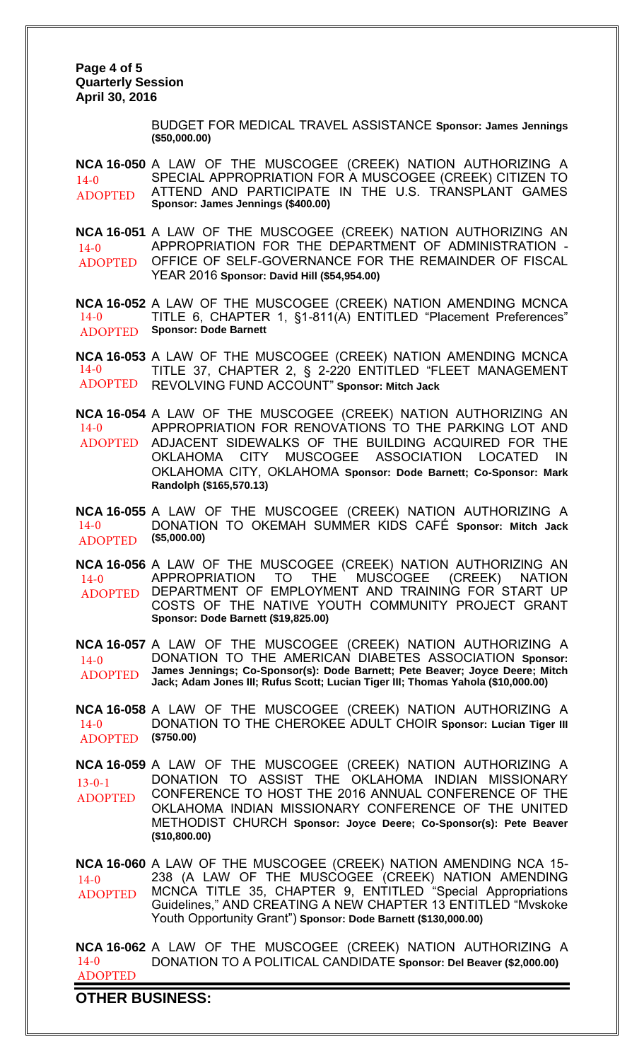BUDGET FOR MEDICAL TRAVEL ASSISTANCE **Sponsor: James Jennings ($50,000.00)**

**NCA 16-050** A LAW OF THE MUSCOGEE (CREEK) NATION AUTHORIZING A SPECIAL APPROPRIATION FOR A MUSCOGEE (CREEK) CITIZEN TO ATTEND AND PARTICIPATE IN THE U.S. TRANSPLANT GAMES **Sponsor: James Jennings ($400.00)**
14-0
ADOPTED

**NCA 16-051** A LAW OF THE MUSCOGEE (CREEK) NATION AUTHORIZING AN APPROPRIATION FOR THE DEPARTMENT OF ADMINISTRATION - OFFICE OF SELF-GOVERNANCE FOR THE REMAINDER OF FISCAL YEAR 2016 **Sponsor: David Hill ($54,954.00)**
14-0
ADOPTED

**NCA 16-052** A LAW OF THE MUSCOGEE (CREEK) NATION AMENDING MCNCA TITLE 6, CHAPTER 1, §1-811(A) ENTITLED "Placement Preferences" **Sponsor: Dode Barnett**
14-0
ADOPTED

**NCA 16-053** A LAW OF THE MUSCOGEE (CREEK) NATION AMENDING MCNCA TITLE 37, CHAPTER 2, § 2-220 ENTITLED "FLEET MANAGEMENT REVOLVING FUND ACCOUNT" **Sponsor: Mitch Jack**
14-0
ADOPTED

**NCA 16-054** A LAW OF THE MUSCOGEE (CREEK) NATION AUTHORIZING AN APPROPRIATION FOR RENOVATIONS TO THE PARKING LOT AND ADJACENT SIDEWALKS OF THE BUILDING ACQUIRED FOR THE OKLAHOMA CITY MUSCOGEE ASSOCIATION LOCATED IN OKLAHOMA CITY, OKLAHOMA **Sponsor: Dode Barnett; Co-Sponsor: Mark Randolph ($165,570.13)**
14-0
ADOPTED

**NCA 16-055** A LAW OF THE MUSCOGEE (CREEK) NATION AUTHORIZING A DONATION TO OKEMAH SUMMER KIDS CAFÉ **Sponsor: Mitch Jack ($5,000.00)**
14-0
ADOPTED

**NCA 16-056** A LAW OF THE MUSCOGEE (CREEK) NATION AUTHORIZING AN APPROPRIATION TO THE MUSCOGEE (CREEK) NATION DEPARTMENT OF EMPLOYMENT AND TRAINING FOR START UP COSTS OF THE NATIVE YOUTH COMMUNITY PROJECT GRANT **Sponsor: Dode Barnett ($19,825.00)**
14-0
ADOPTED

**NCA 16-057** A LAW OF THE MUSCOGEE (CREEK) NATION AUTHORIZING A DONATION TO THE AMERICAN DIABETES ASSOCIATION **Sponsor: James Jennings; Co-Sponsor(s): Dode Barnett; Pete Beaver; Joyce Deere; Mitch Jack; Adam Jones III; Rufus Scott; Lucian Tiger III; Thomas Yahola ($10,000.00)**
14-0
ADOPTED

**NCA 16-058** A LAW OF THE MUSCOGEE (CREEK) NATION AUTHORIZING A DONATION TO THE CHEROKEE ADULT CHOIR **Sponsor: Lucian Tiger III ($750.00)**
14-0
ADOPTED

**NCA 16-059** A LAW OF THE MUSCOGEE (CREEK) NATION AUTHORIZING A DONATION TO ASSIST THE OKLAHOMA INDIAN MISSIONARY CONFERENCE TO HOST THE 2016 ANNUAL CONFERENCE OF THE OKLAHOMA INDIAN MISSIONARY CONFERENCE OF THE UNITED METHODIST CHURCH **Sponsor: Joyce Deere; Co-Sponsor(s): Pete Beaver ($10,800.00)**
13-0-1
ADOPTED

**NCA 16-060** A LAW OF THE MUSCOGEE (CREEK) NATION AMENDING NCA 15-238 (A LAW OF THE MUSCOGEE (CREEK) NATION AMENDING MCNCA TITLE 35, CHAPTER 9, ENTITLED "Special Appropriations Guidelines," AND CREATING A NEW CHAPTER 13 ENTITLED "Mvskoke Youth Opportunity Grant") **Sponsor: Dode Barnett ($130,000.00)**
14-0
ADOPTED

**NCA 16-062** A LAW OF THE MUSCOGEE (CREEK) NATION AUTHORIZING A DONATION TO A POLITICAL CANDIDATE **Sponsor: Del Beaver ($2,000.00)**
14-0
ADOPTED

**OTHER BUSINESS:**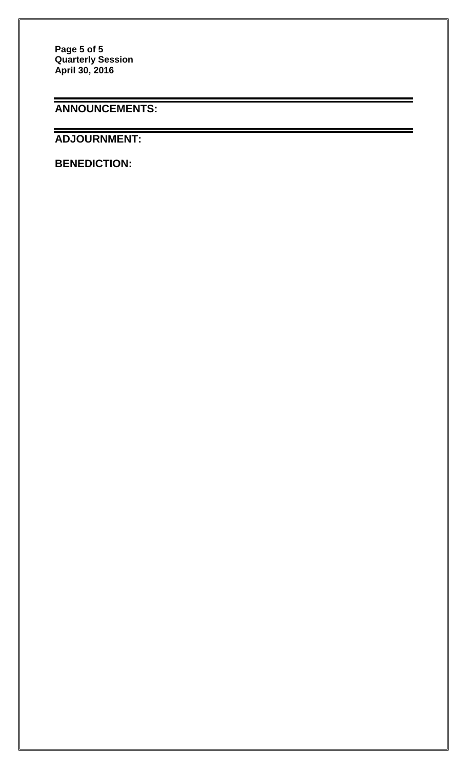## ANNOUNCEMENTS:

## ADJOURNMENT:

**BENEDICTION:**